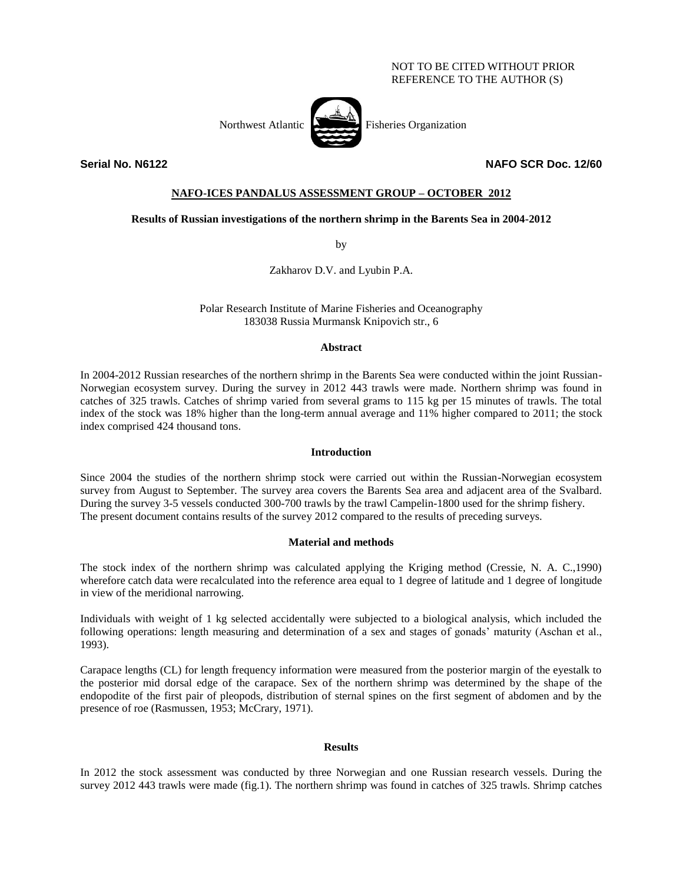NOT TO BE CITED WITHOUT PRIOR
REFERENCE TO THE AUTHOR (S)

Northwest Atlantic Fisheries Organization

**Serial No. N6122** **NAFO SCR Doc. 12/60**

## NAFO-ICES PANDALUS ASSESSMENT GROUP – OCTOBER 2012

### Results of Russian investigations of the northern shrimp in the Barents Sea in 2004-2012

by

Zakharov D.V. and Lyubin P.A.

Polar Research Institute of Marine Fisheries and Oceanography
183038 Russia Murmansk Knipovich str., 6

#### Abstract

In 2004-2012 Russian researches of the northern shrimp in the Barents Sea were conducted within the joint Russian-Norwegian ecosystem survey. During the survey in 2012 443 trawls were made. Northern shrimp was found in catches of 325 trawls. Catches of shrimp varied from several grams to 115 kg per 15 minutes of trawls. The total index of the stock was 18% higher than the long-term annual average and 11% higher compared to 2011; the stock index comprised 424 thousand tons.

#### Introduction

Since 2004 the studies of the northern shrimp stock were carried out within the Russian-Norwegian ecosystem survey from August to September. The survey area covers the Barents Sea area and adjacent area of the Svalbard. During the survey 3-5 vessels conducted 300-700 trawls by the trawl Campelin-1800 used for the shrimp fishery. The present document contains results of the survey 2012 compared to the results of preceding surveys.

#### Material and methods

The stock index of the northern shrimp was calculated applying the Kriging method (Cressie, N. A. C.,1990) wherefore catch data were recalculated into the reference area equal to 1 degree of latitude and 1 degree of longitude in view of the meridional narrowing.

Individuals with weight of 1 kg selected accidentally were subjected to a biological analysis, which included the following operations: length measuring and determination of a sex and stages of gonads' maturity (Aschan et al., 1993).

Carapace lengths (CL) for length frequency information were measured from the posterior margin of the eyestalk to the posterior mid dorsal edge of the carapace. Sex of the northern shrimp was determined by the shape of the endopodite of the first pair of pleopods, distribution of sternal spines on the first segment of abdomen and by the presence of roe (Rasmussen, 1953; McCrary, 1971).

#### Results

In 2012 the stock assessment was conducted by three Norwegian and one Russian research vessels. During the survey 2012 443 trawls were made (fig.1). The northern shrimp was found in catches of 325 trawls. Shrimp catches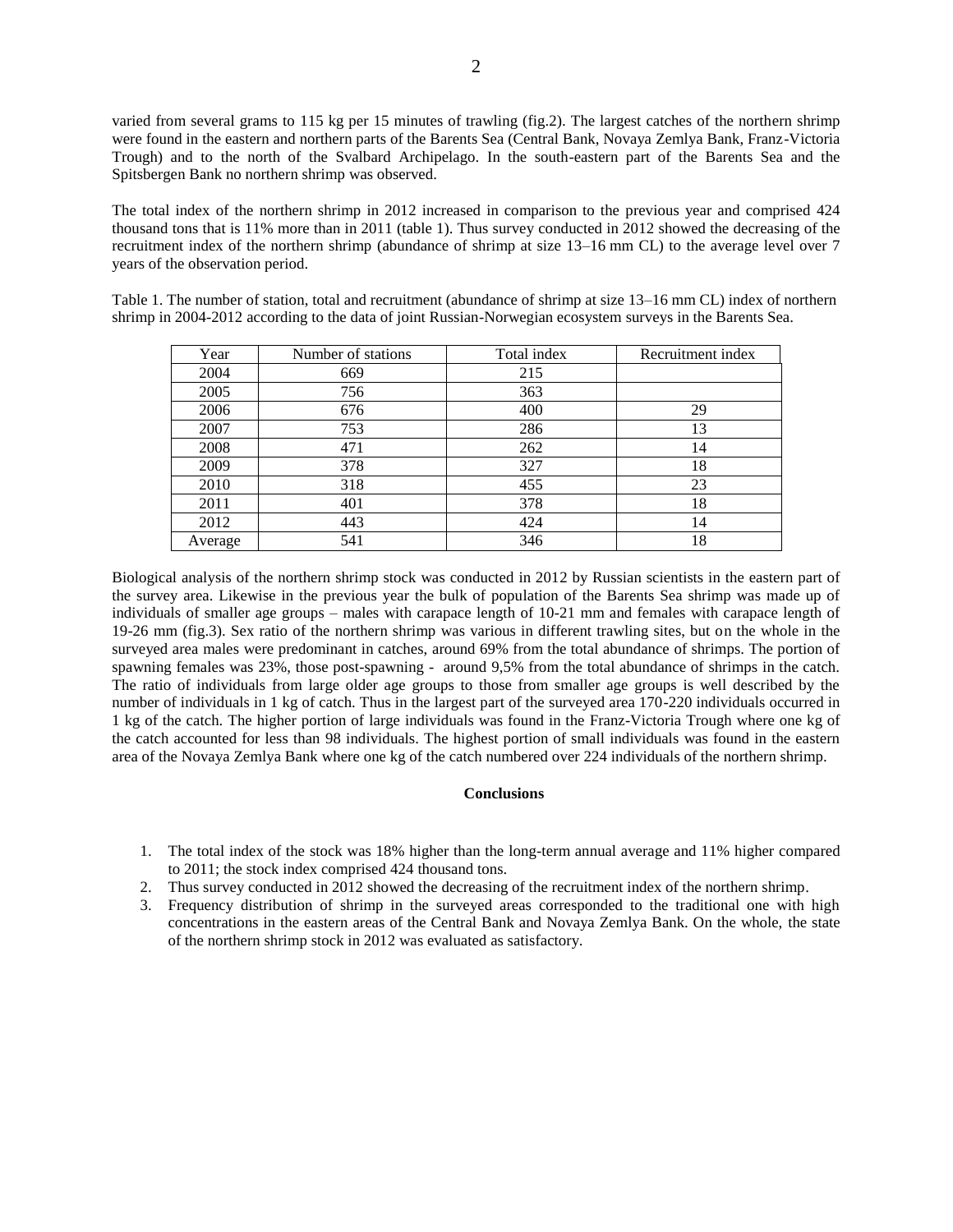varied from several grams to 115 kg per 15 minutes of trawling (fig.2). The largest catches of the northern shrimp were found in the eastern and northern parts of the Barents Sea (Central Bank, Novaya Zemlya Bank, Franz-Victoria Trough) and to the north of the Svalbard Archipelago. In the south-eastern part of the Barents Sea and the Spitsbergen Bank no northern shrimp was observed.

The total index of the northern shrimp in 2012 increased in comparison to the previous year and comprised 424 thousand tons that is 11% more than in 2011 (table 1). Thus survey conducted in 2012 showed the decreasing of the recruitment index of the northern shrimp (abundance of shrimp at size 13–16 mm CL) to the average level over 7 years of the observation period.

Table 1. The number of station, total and recruitment (abundance of shrimp at size 13–16 mm CL) index of northern shrimp in 2004-2012 according to the data of joint Russian-Norwegian ecosystem surveys in the Barents Sea.

| Year | Number of stations | Total index | Recruitment index |
|---|---|---|---|
| 2004 | 669 | 215 | |
| 2005 | 756 | 363 | |
| 2006 | 676 | 400 | 29 |
| 2007 | 753 | 286 | 13 |
| 2008 | 471 | 262 | 14 |
| 2009 | 378 | 327 | 18 |
| 2010 | 318 | 455 | 23 |
| 2011 | 401 | 378 | 18 |
| 2012 | 443 | 424 | 14 |
| Average | 541 | 346 | 18 |

Biological analysis of the northern shrimp stock was conducted in 2012 by Russian scientists in the eastern part of the survey area. Likewise in the previous year the bulk of population of the Barents Sea shrimp was made up of individuals of smaller age groups – males with carapace length of 10-21 mm and females with carapace length of 19-26 mm (fig.3). Sex ratio of the northern shrimp was various in different trawling sites, but on the whole in the surveyed area males were predominant in catches, around 69% from the total abundance of shrimps. The portion of spawning females was 23%, those post-spawning - around 9,5% from the total abundance of shrimps in the catch. The ratio of individuals from large older age groups to those from smaller age groups is well described by the number of individuals in 1 kg of catch. Thus in the largest part of the surveyed area 170-220 individuals occurred in 1 kg of the catch. The higher portion of large individuals was found in the Franz-Victoria Trough where one kg of the catch accounted for less than 98 individuals. The highest portion of small individuals was found in the eastern area of the Novaya Zemlya Bank where one kg of the catch numbered over 224 individuals of the northern shrimp.

**Conclusions**

1. The total index of the stock was 18% higher than the long-term annual average and 11% higher compared to 2011; the stock index comprised 424 thousand tons.
2. Thus survey conducted in 2012 showed the decreasing of the recruitment index of the northern shrimp.
3. Frequency distribution of shrimp in the surveyed areas corresponded to the traditional one with high concentrations in the eastern areas of the Central Bank and Novaya Zemlya Bank. On the whole, the state of the northern shrimp stock in 2012 was evaluated as satisfactory.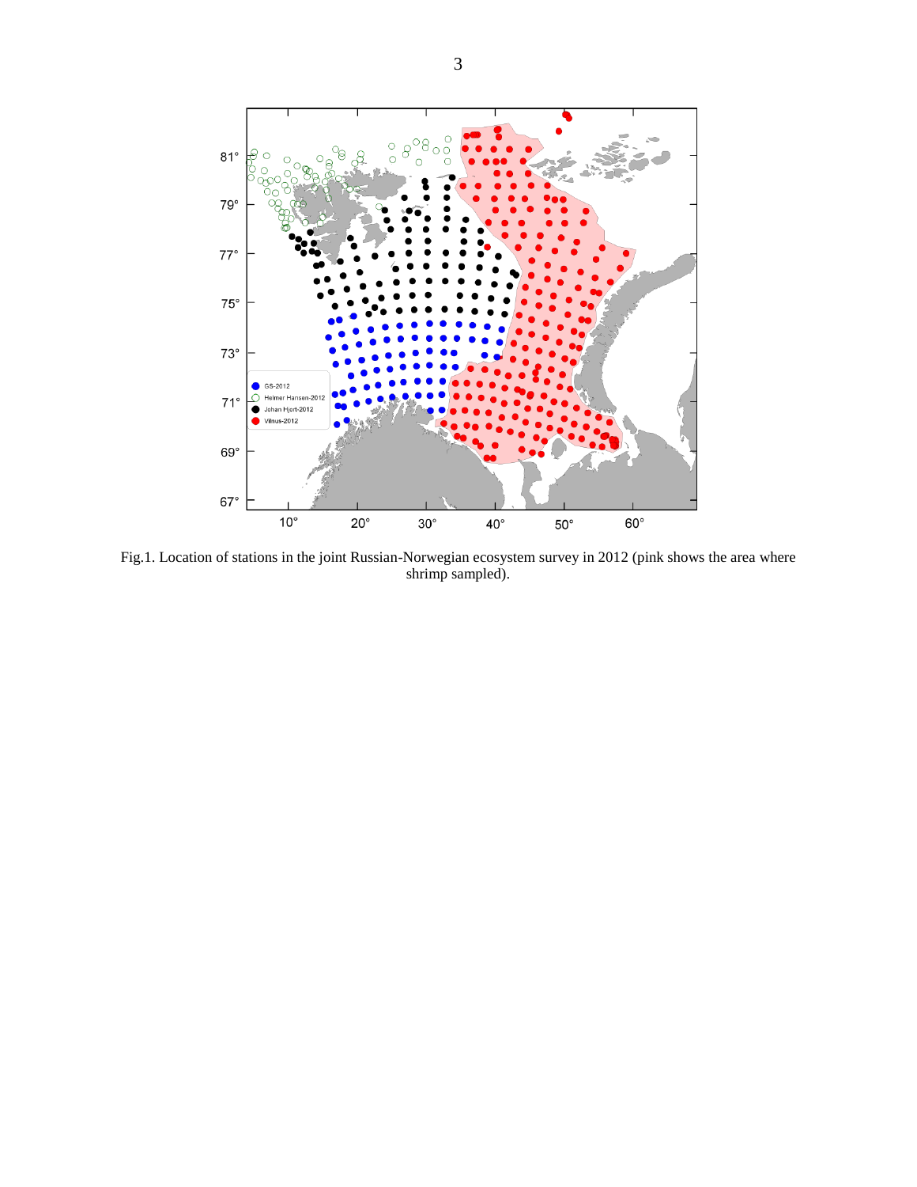Fig.1. Location of stations in the joint Russian-Norwegian ecosystem survey in 2012 (pink shows the area where shrimp sampled).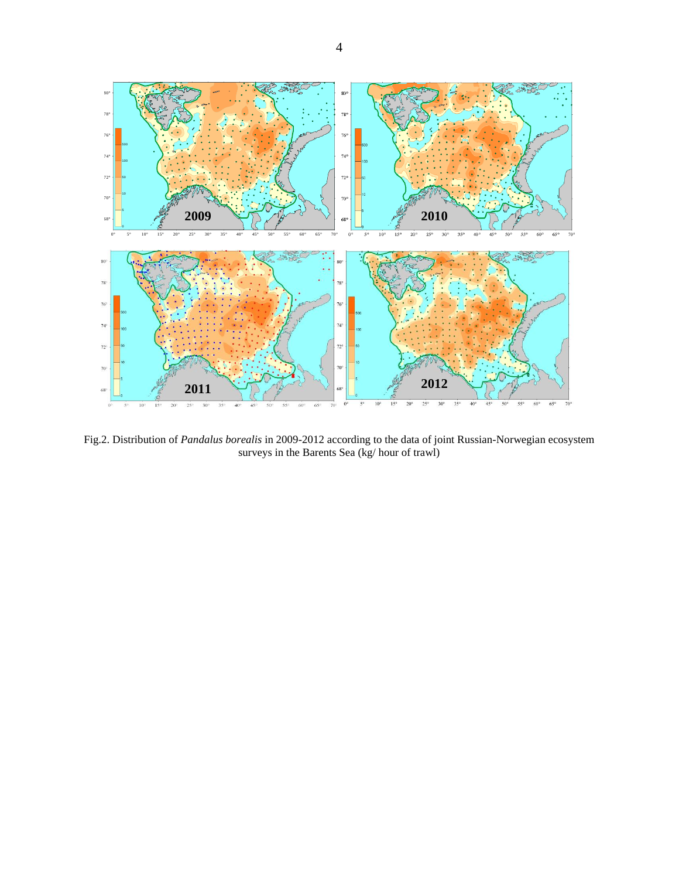Fig.2. Distribution of *Pandalus borealis* in 2009-2012 according to the data of joint Russian-Norwegian ecosystem surveys in the Barents Sea (kg/ hour of trawl)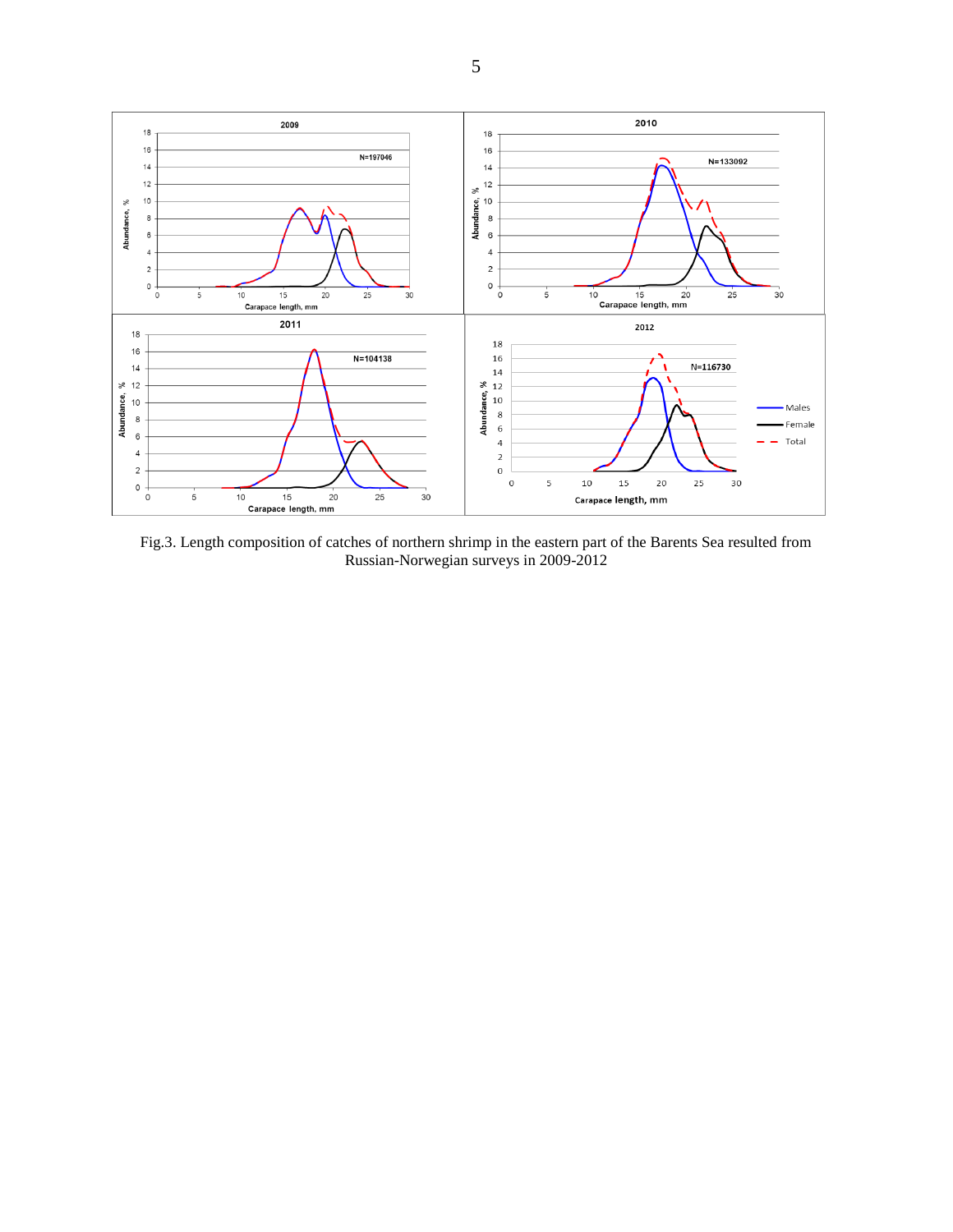2009

N=197046

Abundance, %

Carapace length, mm

2010

N=133092

Abundance, %

Carapace length, mm

2011

N=104138

Abundance, %

Carapace length, mm

2012

N=116730

Abundance, %

Carapace length, mm

Males

Female

Total

Fig.3. Length composition of catches of northern shrimp in the eastern part of the Barents Sea resulted from Russian-Norwegian surveys in 2009-2012